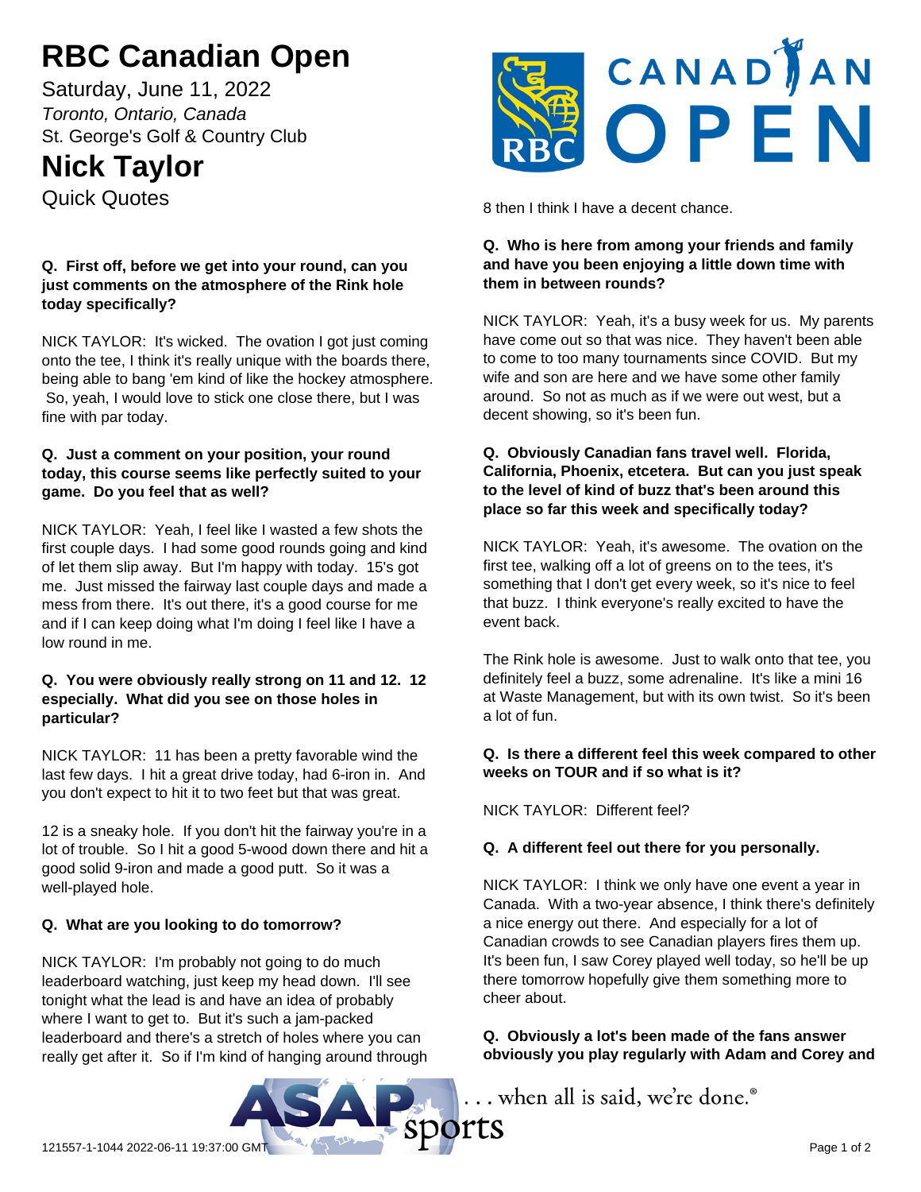# RBC Canadian Open

Saturday, June 11, 2022

*Toronto, Ontario, Canada*

St. George's Golf & Country Club

# Nick Taylor

Quick Quotes

**Q. First off, before we get into your round, can you just comments on the atmosphere of the Rink hole today specifically?**

NICK TAYLOR: It's wicked. The ovation I got just coming onto the tee, I think it's really unique with the boards there, being able to bang 'em kind of like the hockey atmosphere. So, yeah, I would love to stick one close there, but I was fine with par today.

**Q. Just a comment on your position, your round today, this course seems like perfectly suited to your game. Do you feel that as well?**

NICK TAYLOR: Yeah, I feel like I wasted a few shots the first couple days. I had some good rounds going and kind of let them slip away. But I'm happy with today. 15's got me. Just missed the fairway last couple days and made a mess from there. It's out there, it's a good course for me and if I can keep doing what I'm doing I feel like I have a low round in me.

**Q. You were obviously really strong on 11 and 12. 12 especially. What did you see on those holes in particular?**

NICK TAYLOR: 11 has been a pretty favorable wind the last few days. I hit a great drive today, had 6-iron in. And you don't expect to hit it to two feet but that was great.

12 is a sneaky hole. If you don't hit the fairway you're in a lot of trouble. So I hit a good 5-wood down there and hit a good solid 9-iron and made a good putt. So it was a well-played hole.

**Q. What are you looking to do tomorrow?**

NICK TAYLOR: I'm probably not going to do much leaderboard watching, just keep my head down. I'll see tonight what the lead is and have an idea of probably where I want to get to. But it's such a jam-packed leaderboard and there's a stretch of holes where you can really get after it. So if I'm kind of hanging around through 8 then I think I have a decent chance.

**Q. Who is here from among your friends and family and have you been enjoying a little down time with them in between rounds?**

NICK TAYLOR: Yeah, it's a busy week for us. My parents have come out so that was nice. They haven't been able to come to too many tournaments since COVID. But my wife and son are here and we have some other family around. So not as much as if we were out west, but a decent showing, so it's been fun.

**Q. Obviously Canadian fans travel well. Florida, California, Phoenix, etcetera. But can you just speak to the level of kind of buzz that's been around this place so far this week and specifically today?**

NICK TAYLOR: Yeah, it's awesome. The ovation on the first tee, walking off a lot of greens on to the tees, it's something that I don't get every week, so it's nice to feel that buzz. I think everyone's really excited to have the event back.

The Rink hole is awesome. Just to walk onto that tee, you definitely feel a buzz, some adrenaline. It's like a mini 16 at Waste Management, but with its own twist. So it's been a lot of fun.

**Q. Is there a different feel this week compared to other weeks on TOUR and if so what is it?**

NICK TAYLOR: Different feel?

**Q. A different feel out there for you personally.**

NICK TAYLOR: I think we only have one event a year in Canada. With a two-year absence, I think there's definitely a nice energy out there. And especially for a lot of Canadian crowds to see Canadian players fires them up. It's been fun, I saw Corey played well today, so he'll be up there tomorrow hopefully give them something more to cheer about.

**Q. Obviously a lot's been made of the fans answer obviously you play regularly with Adam and Corey and**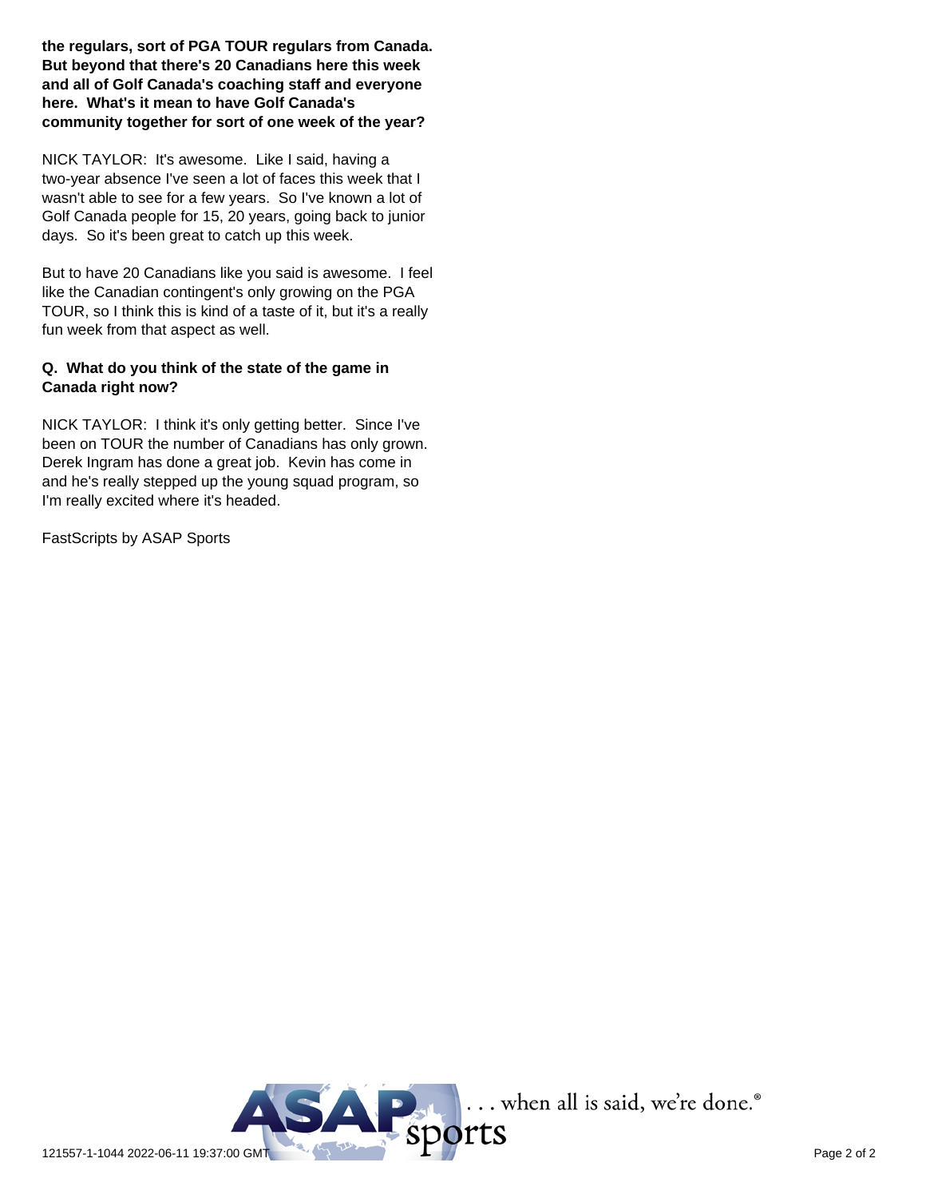**the regulars, sort of PGA TOUR regulars from Canada. But beyond that there's 20 Canadians here this week and all of Golf Canada's coaching staff and everyone here. What's it mean to have Golf Canada's community together for sort of one week of the year?**

NICK TAYLOR: It's awesome. Like I said, having a two-year absence I've seen a lot of faces this week that I wasn't able to see for a few years. So I've known a lot of Golf Canada people for 15, 20 years, going back to junior days. So it's been great to catch up this week.

But to have 20 Canadians like you said is awesome. I feel like the Canadian contingent's only growing on the PGA TOUR, so I think this is kind of a taste of it, but it's a really fun week from that aspect as well.

**Q. What do you think of the state of the game in Canada right now?**

NICK TAYLOR: I think it's only getting better. Since I've been on TOUR the number of Canadians has only grown. Derek Ingram has done a great job. Kevin has come in and he's really stepped up the young squad program, so I'm really excited where it's headed.

FastScripts by ASAP Sports